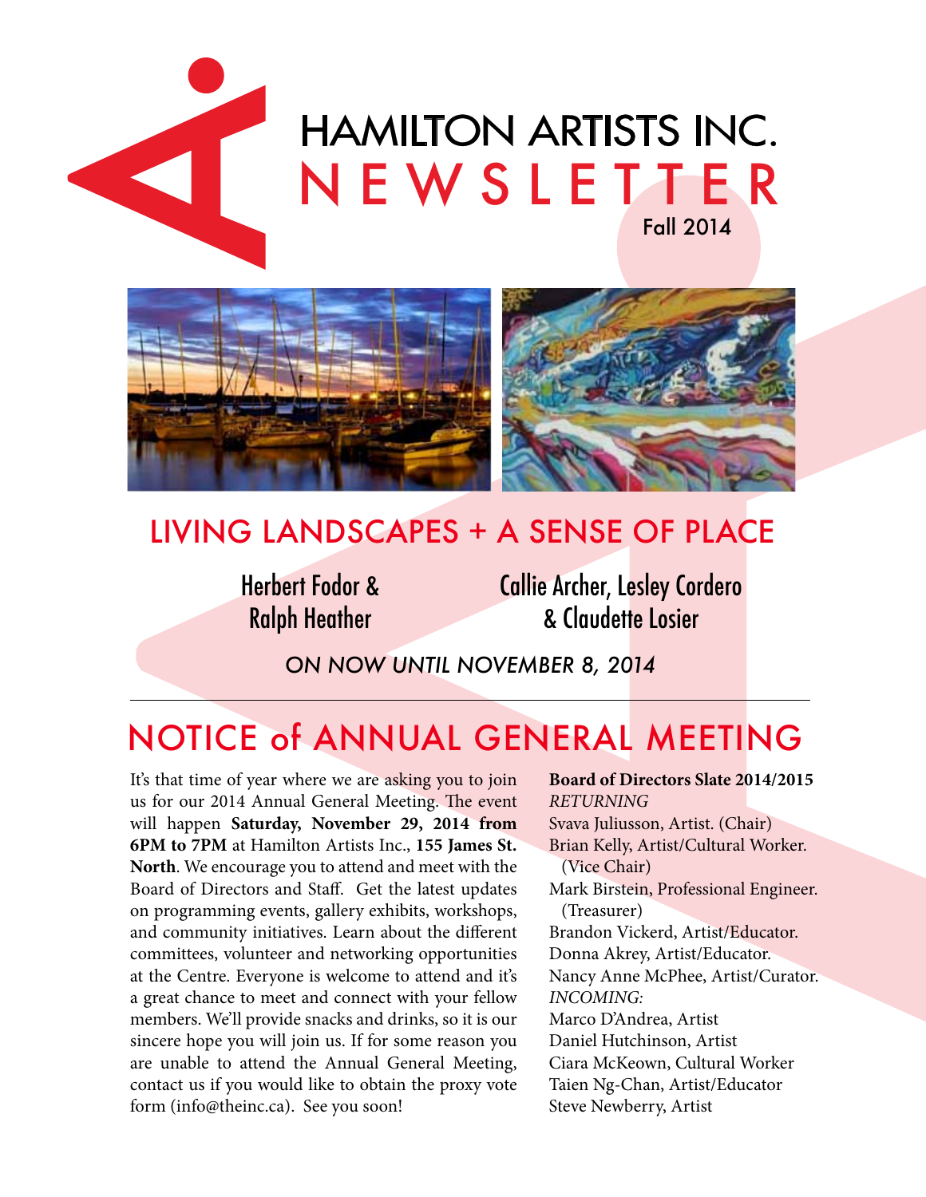# HAMILTON ARTISTS INC. NEWSLETTER

Fall 2014

## LIVING LANDSCAPES + A SENSE OF PLACE

Herbert Fodor & Ralph Heather

Callie Archer, Lesley Cordero & Claudette Losier

*ON NOW UNTIL NOVEMBER 8, 2014*

## NOTICE of ANNUAL GENERAL MEETING

It's that time of year where we are asking you to join us for our 2014 Annual General Meeting. The event will happen **Saturday, November 29, 2014 from 6PM to 7PM** at Hamilton Artists Inc., **155 James St. North**. We encourage you to attend and meet with the Board of Directors and Staff. Get the latest updates on programming events, gallery exhibits, workshops, and community initiatives. Learn about the different committees, volunteer and networking opportunities at the Centre. Everyone is welcome to attend and it's a great chance to meet and connect with your fellow members. We'll provide snacks and drinks, so it is our sincere hope you will join us. If for some reason you are unable to attend the Annual General Meeting, contact us if you would like to obtain the proxy vote form (info@theinc.ca). See you soon!

**Board of Directors Slate 2014/2015**

*RETURNING*

Svava Juliusson, Artist. (Chair)
Brian Kelly, Artist/Cultural Worker. (Vice Chair)
Mark Birstein, Professional Engineer. (Treasurer)
Brandon Vickerd, Artist/Educator.
Donna Akrey, Artist/Educator.
Nancy Anne McPhee, Artist/Curator.

*INCOMING:*

Marco D'Andrea, Artist
Daniel Hutchinson, Artist
Ciara McKeown, Cultural Worker
Taien Ng-Chan, Artist/Educator
Steve Newberry, Artist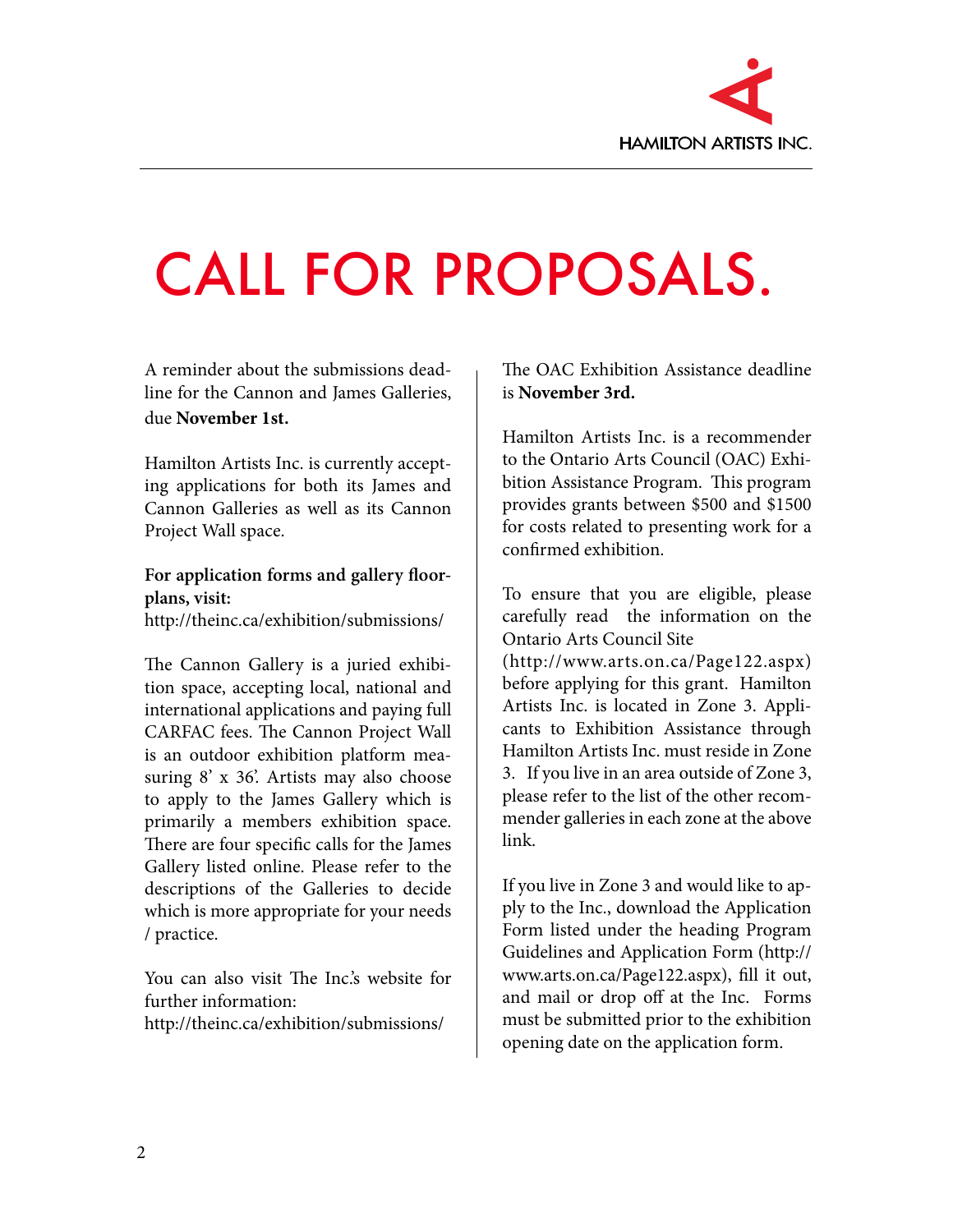HAMILTON ARTISTS INC.

# CALL FOR PROPOSALS.

A reminder about the submissions deadline for the Cannon and James Galleries, due **November 1st.**

Hamilton Artists Inc. is currently accepting applications for both its James and Cannon Galleries as well as its Cannon Project Wall space.

**For application forms and gallery floorplans, visit:**
http://theinc.ca/exhibition/submissions/

The Cannon Gallery is a juried exhibition space, accepting local, national and international applications and paying full CARFAC fees. The Cannon Project Wall is an outdoor exhibition platform measuring 8' x 36'. Artists may also choose to apply to the James Gallery which is primarily a members exhibition space. There are four specific calls for the James Gallery listed online. Please refer to the descriptions of the Galleries to decide which is more appropriate for your needs / practice.

You can also visit The Inc.'s website for further information:
http://theinc.ca/exhibition/submissions/

The OAC Exhibition Assistance deadline is **November 3rd.**

Hamilton Artists Inc. is a recommender to the Ontario Arts Council (OAC) Exhibition Assistance Program. This program provides grants between $500 and $1500 for costs related to presenting work for a confirmed exhibition.

To ensure that you are eligible, please carefully read the information on the Ontario Arts Council Site (http://www.arts.on.ca/Page122.aspx) before applying for this grant. Hamilton Artists Inc. is located in Zone 3. Applicants to Exhibition Assistance through Hamilton Artists Inc. must reside in Zone 3. If you live in an area outside of Zone 3, please refer to the list of the other recommender galleries in each zone at the above link.

If you live in Zone 3 and would like to apply to the Inc., download the Application Form listed under the heading Program Guidelines and Application Form (http://www.arts.on.ca/Page122.aspx), fill it out, and mail or drop off at the Inc. Forms must be submitted prior to the exhibition opening date on the application form.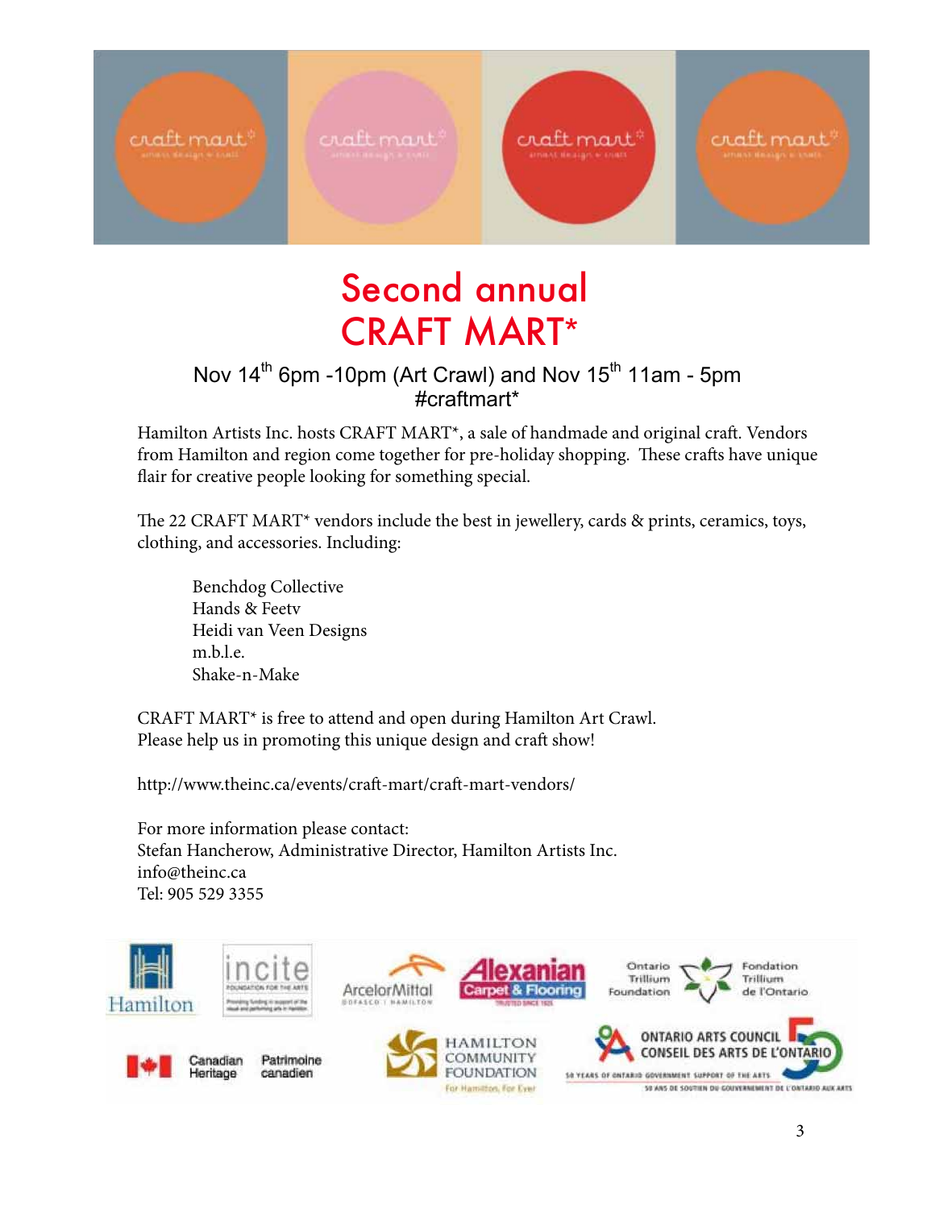# Second annual CRAFT MART*

Nov 14th 6pm -10pm (Art Crawl) and Nov 15th 11am - 5pm
#craftmart*

Hamilton Artists Inc. hosts CRAFT MART*, a sale of handmade and original craft. Vendors from Hamilton and region come together for pre-holiday shopping. These crafts have unique flair for creative people looking for something special.

The 22 CRAFT MART* vendors include the best in jewellery, cards & prints, ceramics, toys, clothing, and accessories. Including:

Benchdog Collective
Hands & Feetv
Heidi van Veen Designs
m.b.l.e.
Shake-n-Make

CRAFT MART* is free to attend and open during Hamilton Art Crawl.
Please help us in promoting this unique design and craft show!

http://www.theinc.ca/events/craft-mart/craft-mart-vendors/

For more information please contact:
Stefan Hancherow, Administrative Director, Hamilton Artists Inc.
info@theinc.ca
Tel: 905 529 3355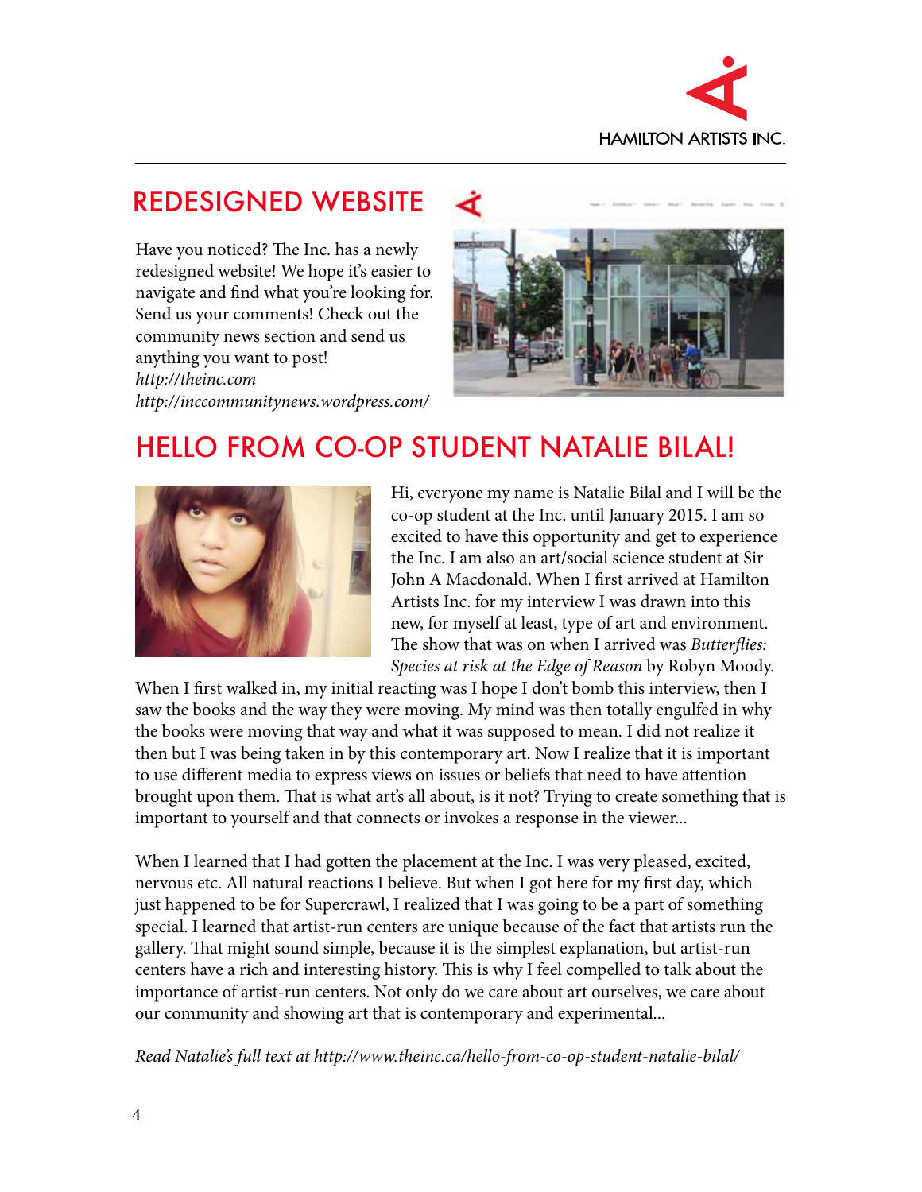## REDESIGNED WEBSITE

Have you noticed? The Inc. has a newly redesigned website! We hope it's easier to navigate and find what you're looking for. Send us your comments! Check out the community news section and send us anything you want to post!
*http://theinc.com*
*http://inccommunitynews.wordpress.com/*

## HELLO FROM CO-OP STUDENT NATALIE BILAL!

Hi, everyone my name is Natalie Bilal and I will be the co-op student at the Inc. until January 2015. I am so excited to have this opportunity and get to experience the Inc. I am also an art/social science student at Sir John A Macdonald. When I first arrived at Hamilton Artists Inc. for my interview I was drawn into this new, for myself at least, type of art and environment. The show that was on when I arrived was *Butterflies: Species at risk at the Edge of Reason* by Robyn Moody. When I first walked in, my initial reacting was I hope I don't bomb this interview, then I saw the books and the way they were moving. My mind was then totally engulfed in why the books were moving that way and what it was supposed to mean. I did not realize it then but I was being taken in by this contemporary art. Now I realize that it is important to use different media to express views on issues or beliefs that need to have attention brought upon them. That is what art's all about, is it not? Trying to create something that is important to yourself and that connects or invokes a response in the viewer...

When I learned that I had gotten the placement at the Inc. I was very pleased, excited, nervous etc. All natural reactions I believe. But when I got here for my first day, which just happened to be for Supercrawl, I realized that I was going to be a part of something special. I learned that artist-run centers are unique because of the fact that artists run the gallery. That might sound simple, because it is the simplest explanation, but artist-run centers have a rich and interesting history. This is why I feel compelled to talk about the importance of artist-run centers. Not only do we care about art ourselves, we care about our community and showing art that is contemporary and experimental...

*Read Natalie's full text at http://www.theinc.ca/hello-from-co-op-student-natalie-bilal/*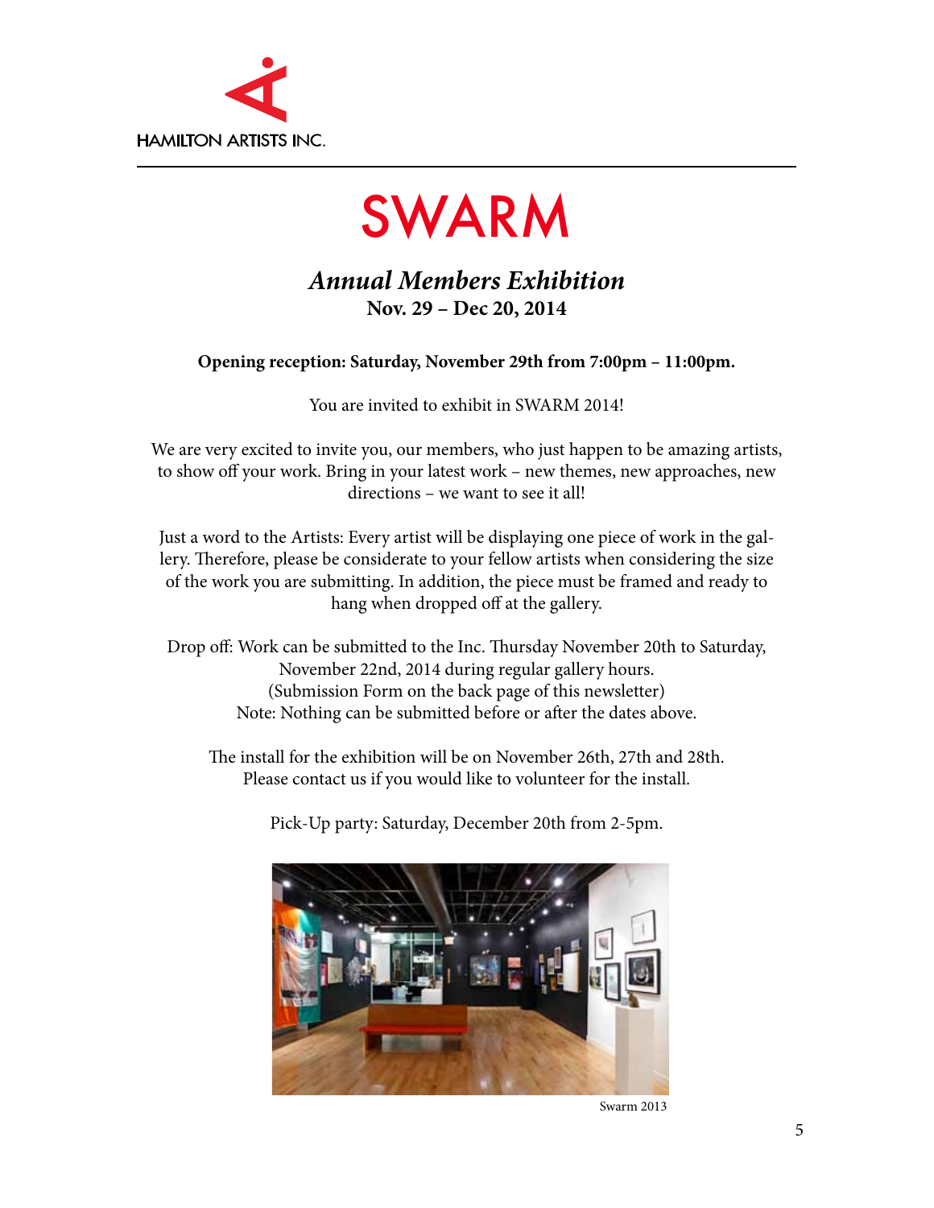HAMILTON ARTISTS INC.

# SWARM

## *Annual Members Exhibition*

**Nov. 29 – Dec 20, 2014**

**Opening reception: Saturday, November 29th from 7:00pm – 11:00pm.**

You are invited to exhibit in SWARM 2014!

We are very excited to invite you, our members, who just happen to be amazing artists, to show off your work. Bring in your latest work – new themes, new approaches, new directions – we want to see it all!

Just a word to the Artists: Every artist will be displaying one piece of work in the gallery. Therefore, please be considerate to your fellow artists when considering the size of the work you are submitting. In addition, the piece must be framed and ready to hang when dropped off at the gallery.

Drop off: Work can be submitted to the Inc. Thursday November 20th to Saturday, November 22nd, 2014 during regular gallery hours.
(Submission Form on the back page of this newsletter)
Note: Nothing can be submitted before or after the dates above.

The install for the exhibition will be on November 26th, 27th and 28th.
Please contact us if you would like to volunteer for the install.

Pick-Up party: Saturday, December 20th from 2-5pm.

Swarm 2013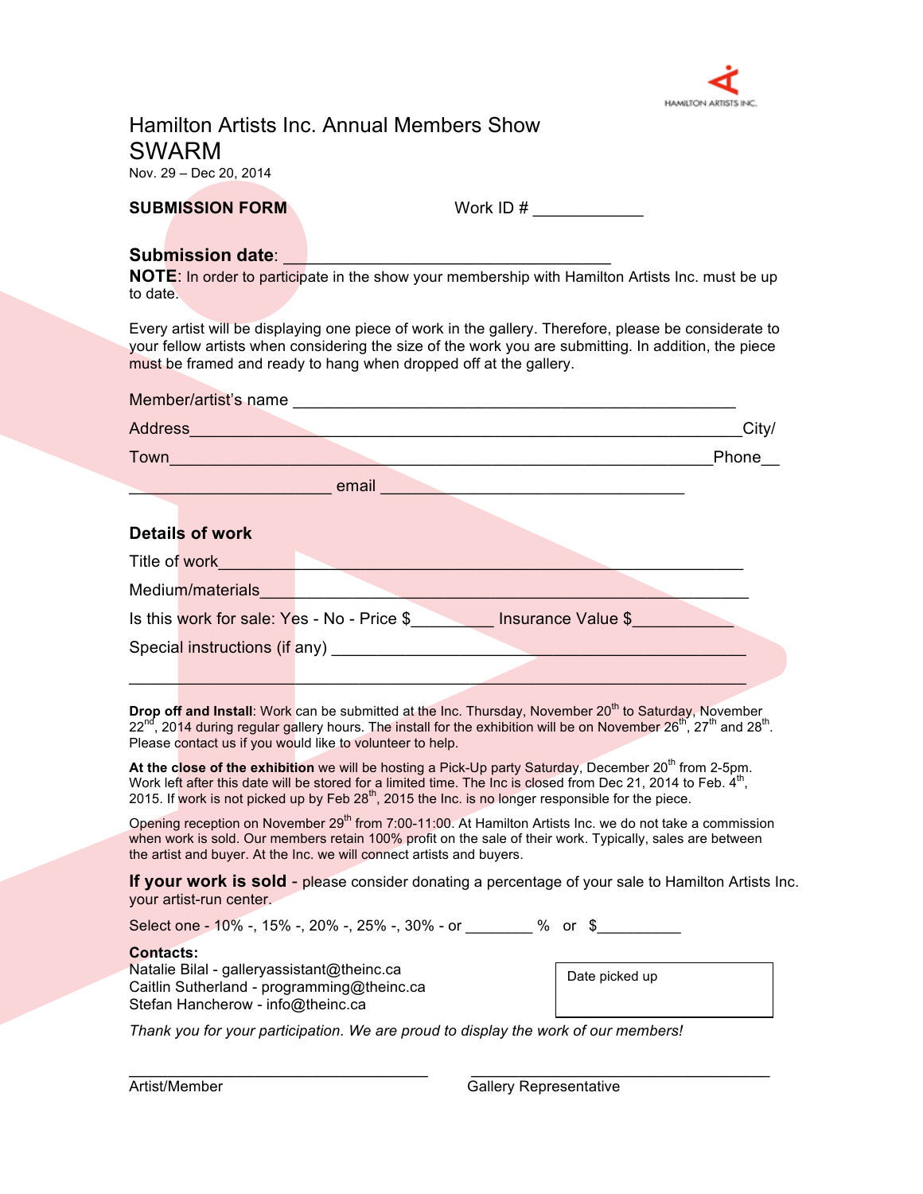HAMILTON ARTISTS INC.

# Hamilton Artists Inc. Annual Members Show

# SWARM

Nov. 29 – Dec 20, 2014

**SUBMISSION FORM** Work ID # ____________

**Submission date**: ___________________________________

**NOTE**: In order to participate in the show your membership with Hamilton Artists Inc. must be up to date.

Every artist will be displaying one piece of work in the gallery. Therefore, please be considerate to your fellow artists when considering the size of the work you are submitting. In addition, the piece must be framed and ready to hang when dropped off at the gallery.

Member/artist's name ________________________________________________

Address____________________________________________________________City/

Town______________________________________________________________Phone__

______________________ email ________________________________

**Details of work**

Title of work________________________________________________________

Medium/materials____________________________________________________

Is this work for sale: Yes - No - Price $_________ Insurance Value $___________

Special instructions (if any) ____________________________________________

____________________________________________________________________

**Drop off and Install**: Work can be submitted at the Inc. Thursday, November 20th to Saturday, November 22nd, 2014 during regular gallery hours. The install for the exhibition will be on November 26th, 27th and 28th. Please contact us if you would like to volunteer to help.

**At the close of the exhibition** we will be hosting a Pick-Up party Saturday, December 20th from 2-5pm. Work left after this date will be stored for a limited time. The Inc is closed from Dec 21, 2014 to Feb. 4th, 2015. If work is not picked up by Feb 28th, 2015 the Inc. is no longer responsible for the piece.

Opening reception on November 29th from 7:00-11:00. At Hamilton Artists Inc. we do not take a commission when work is sold. Our members retain 100% profit on the sale of their work. Typically, sales are between the artist and buyer. At the Inc. we will connect artists and buyers.

**If your work is sold** - please consider donating a percentage of your sale to Hamilton Artists Inc. your artist-run center.

Select one - 10% -, 15% -, 20% -, 25% -, 30% - or ________ % or $__________

**Contacts:**

Natalie Bilal - galleryassistant@theinc.ca

Caitlin Sutherland - programming@theinc.ca

Stefan Hancherow - info@theinc.ca

| Date picked up |
| --- |
| |

*Thank you for your participation. We are proud to display the work of our members!*

___________________________________ ___________________________________

Artist/Member Gallery Representative